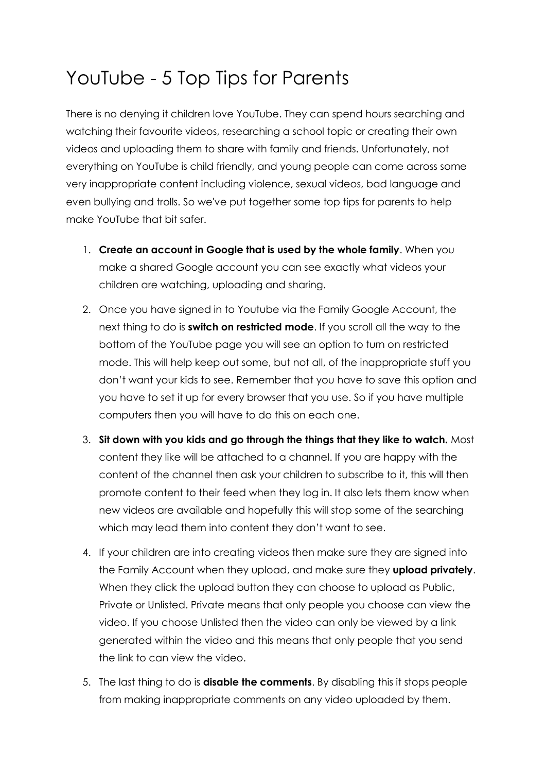# YouTube - 5 Top Tips for Parents

There is no denying it children love YouTube. They can spend hours searching and watching their favourite videos, researching a school topic or creating their own videos and uploading them to share with family and friends. Unfortunately, not everything on YouTube is child friendly, and young people can come across some very inappropriate content including violence, sexual videos, bad language and even bullying and trolls. So we've put together some top tips for parents to help make YouTube that bit safer.

1. **Create an account in Google that is used by the whole family**. When you make a shared Google account you can see exactly what videos your children are watching, uploading and sharing.
2. Once you have signed in to Youtube via the Family Google Account, the next thing to do is **switch on restricted mode**. If you scroll all the way to the bottom of the YouTube page you will see an option to turn on restricted mode. This will help keep out some, but not all, of the inappropriate stuff you don't want your kids to see. Remember that you have to save this option and you have to set it up for every browser that you use. So if you have multiple computers then you will have to do this on each one.
3. **Sit down with you kids and go through the things that they like to watch.** Most content they like will be attached to a channel. If you are happy with the content of the channel then ask your children to subscribe to it, this will then promote content to their feed when they log in. It also lets them know when new videos are available and hopefully this will stop some of the searching which may lead them into content they don't want to see.
4. If your children are into creating videos then make sure they are signed into the Family Account when they upload, and make sure they **upload privately**. When they click the upload button they can choose to upload as Public, Private or Unlisted. Private means that only people you choose can view the video. If you choose Unlisted then the video can only be viewed by a link generated within the video and this means that only people that you send the link to can view the video.
5. The last thing to do is **disable the comments**. By disabling this it stops people from making inappropriate comments on any video uploaded by them.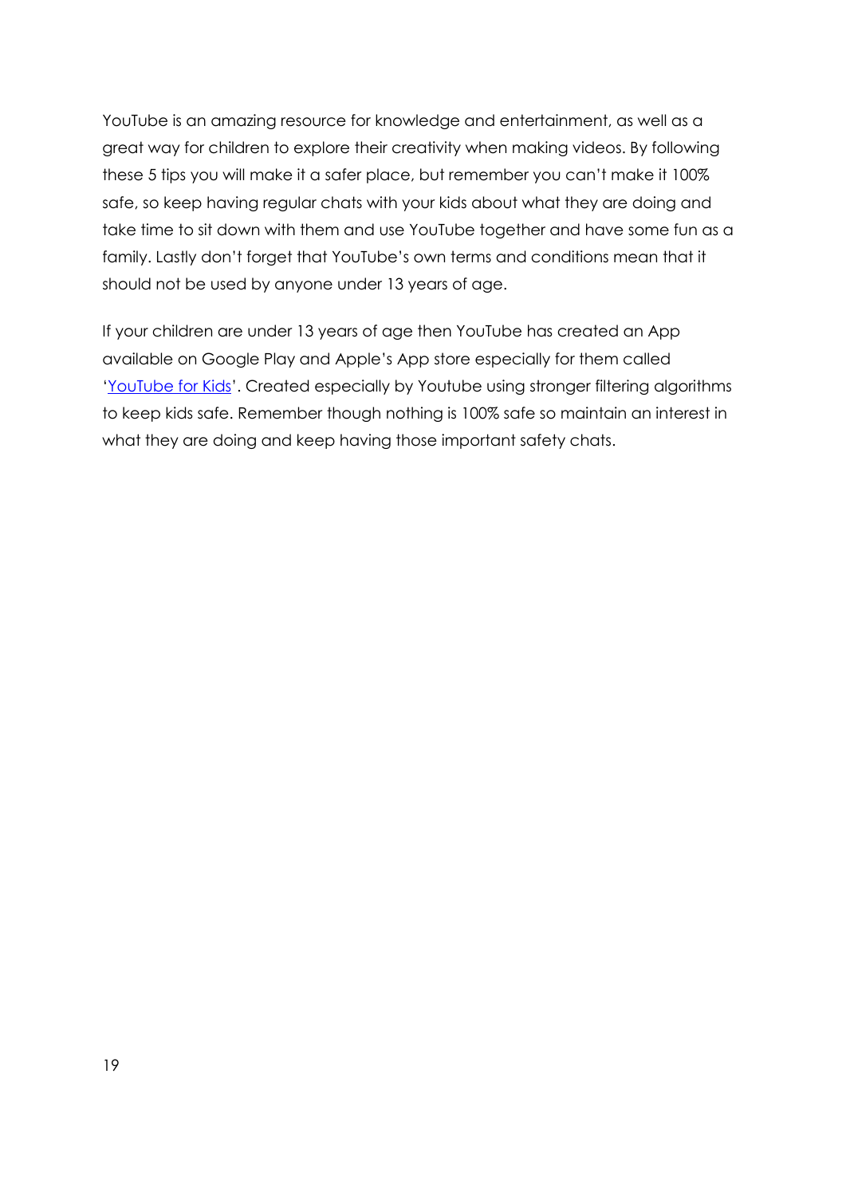YouTube is an amazing resource for knowledge and entertainment, as well as a great way for children to explore their creativity when making videos. By following these 5 tips you will make it a safer place, but remember you can't make it 100% safe, so keep having regular chats with your kids about what they are doing and take time to sit down with them and use YouTube together and have some fun as a family. Lastly don't forget that YouTube's own terms and conditions mean that it should not be used by anyone under 13 years of age.

If your children are under 13 years of age then YouTube has created an App available on Google Play and Apple's App store especially for them called 'YouTube for Kids'. Created especially by Youtube using stronger filtering algorithms to keep kids safe. Remember though nothing is 100% safe so maintain an interest in what they are doing and keep having those important safety chats.